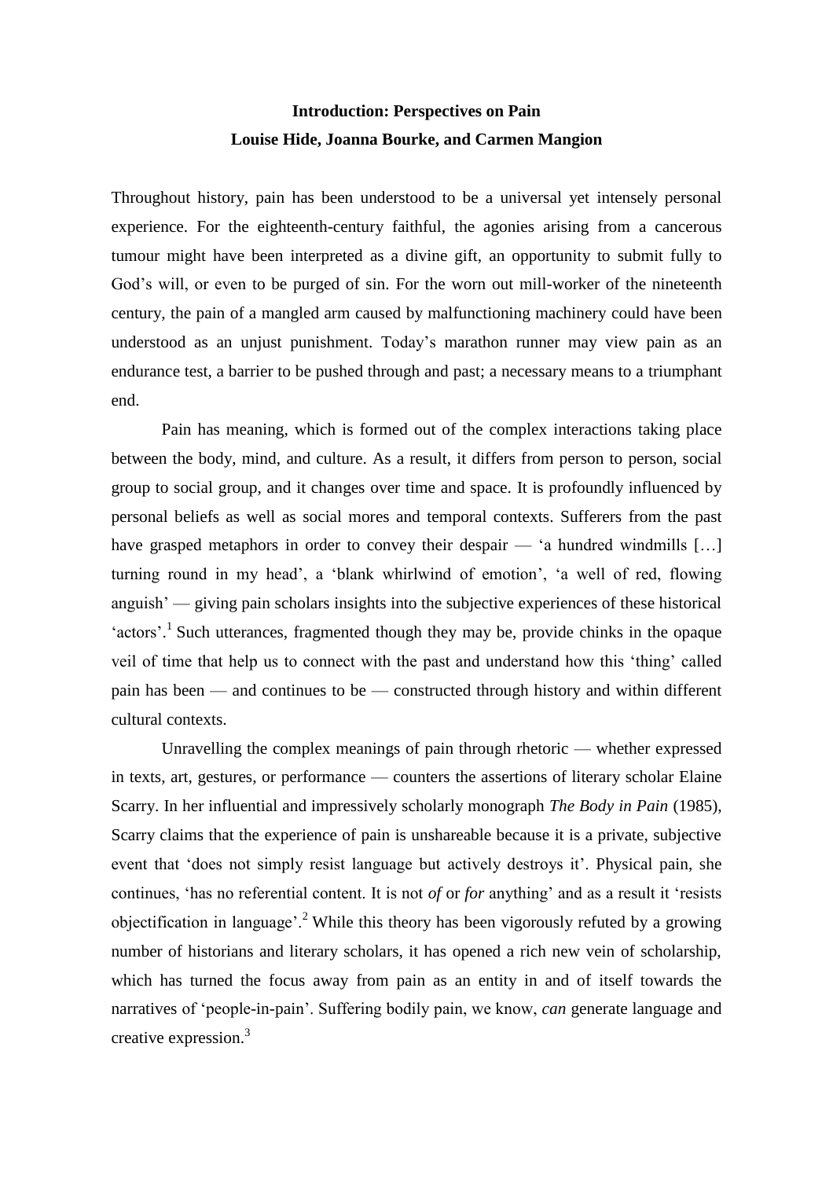# Introduction: Perspectives on Pain

**Louise Hide, Joanna Bourke, and Carmen Mangion**

Throughout history, pain has been understood to be a universal yet intensely personal experience. For the eighteenth-century faithful, the agonies arising from a cancerous tumour might have been interpreted as a divine gift, an opportunity to submit fully to God's will, or even to be purged of sin. For the worn out mill-worker of the nineteenth century, the pain of a mangled arm caused by malfunctioning machinery could have been understood as an unjust punishment. Today's marathon runner may view pain as an endurance test, a barrier to be pushed through and past; a necessary means to a triumphant end.

Pain has meaning, which is formed out of the complex interactions taking place between the body, mind, and culture. As a result, it differs from person to person, social group to social group, and it changes over time and space. It is profoundly influenced by personal beliefs as well as social mores and temporal contexts. Sufferers from the past have grasped metaphors in order to convey their despair — 'a hundred windmills […] turning round in my head', a 'blank whirlwind of emotion', 'a well of red, flowing anguish' — giving pain scholars insights into the subjective experiences of these historical 'actors'.[1] Such utterances, fragmented though they may be, provide chinks in the opaque veil of time that help us to connect with the past and understand how this 'thing' called pain has been — and continues to be — constructed through history and within different cultural contexts.

Unravelling the complex meanings of pain through rhetoric — whether expressed in texts, art, gestures, or performance — counters the assertions of literary scholar Elaine Scarry. In her influential and impressively scholarly monograph *The Body in Pain* (1985), Scarry claims that the experience of pain is unshareable because it is a private, subjective event that 'does not simply resist language but actively destroys it'. Physical pain, she continues, 'has no referential content. It is not *of* or *for* anything' and as a result it 'resists objectification in language'.[2] While this theory has been vigorously refuted by a growing number of historians and literary scholars, it has opened a rich new vein of scholarship, which has turned the focus away from pain as an entity in and of itself towards the narratives of 'people-in-pain'. Suffering bodily pain, we know, *can* generate language and creative expression.[3]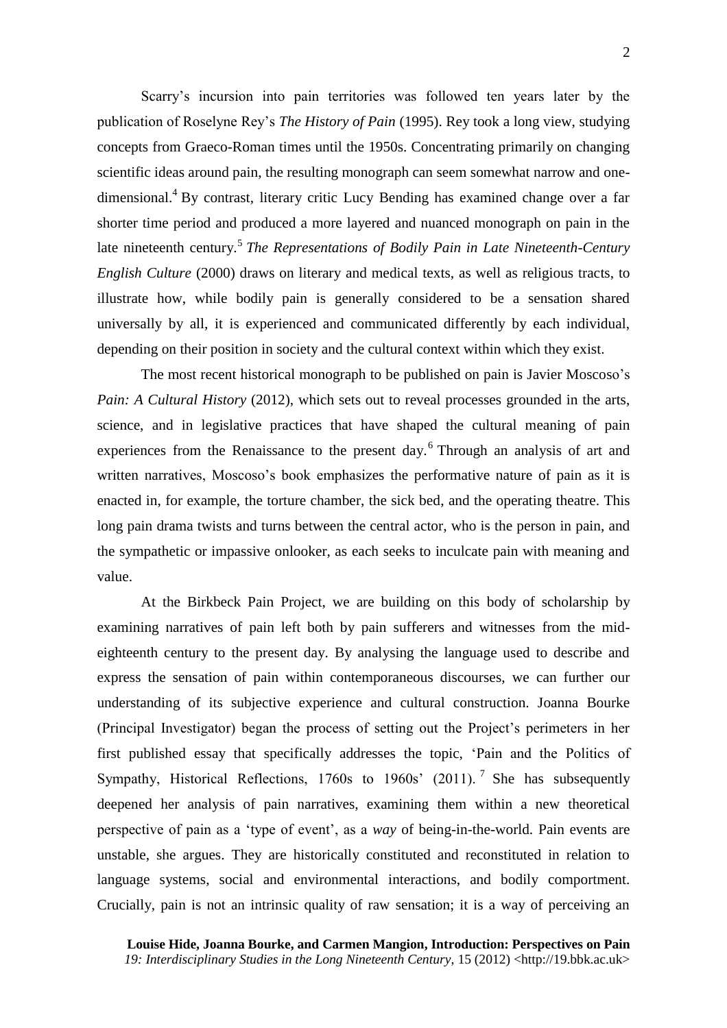Scarry's incursion into pain territories was followed ten years later by the publication of Roselyne Rey's *The History of Pain* (1995). Rey took a long view, studying concepts from Graeco-Roman times until the 1950s. Concentrating primarily on changing scientific ideas around pain, the resulting monograph can seem somewhat narrow and one-dimensional.[4] By contrast, literary critic Lucy Bending has examined change over a far shorter time period and produced a more layered and nuanced monograph on pain in the late nineteenth century.[5] *The Representations of Bodily Pain in Late Nineteenth-Century English Culture* (2000) draws on literary and medical texts, as well as religious tracts, to illustrate how, while bodily pain is generally considered to be a sensation shared universally by all, it is experienced and communicated differently by each individual, depending on their position in society and the cultural context within which they exist.

The most recent historical monograph to be published on pain is Javier Moscoso's *Pain: A Cultural History* (2012), which sets out to reveal processes grounded in the arts, science, and in legislative practices that have shaped the cultural meaning of pain experiences from the Renaissance to the present day.[6] Through an analysis of art and written narratives, Moscoso's book emphasizes the performative nature of pain as it is enacted in, for example, the torture chamber, the sick bed, and the operating theatre. This long pain drama twists and turns between the central actor, who is the person in pain, and the sympathetic or impassive onlooker, as each seeks to inculcate pain with meaning and value.

At the Birkbeck Pain Project, we are building on this body of scholarship by examining narratives of pain left both by pain sufferers and witnesses from the mid-eighteenth century to the present day. By analysing the language used to describe and express the sensation of pain within contemporaneous discourses, we can further our understanding of its subjective experience and cultural construction. Joanna Bourke (Principal Investigator) began the process of setting out the Project's perimeters in her first published essay that specifically addresses the topic, 'Pain and the Politics of Sympathy, Historical Reflections, 1760s to 1960s' (2011).[7] She has subsequently deepened her analysis of pain narratives, examining them within a new theoretical perspective of pain as a 'type of event', as a *way* of being-in-the-world. Pain events are unstable, she argues. They are historically constituted and reconstituted in relation to language systems, social and environmental interactions, and bodily comportment. Crucially, pain is not an intrinsic quality of raw sensation; it is a way of perceiving an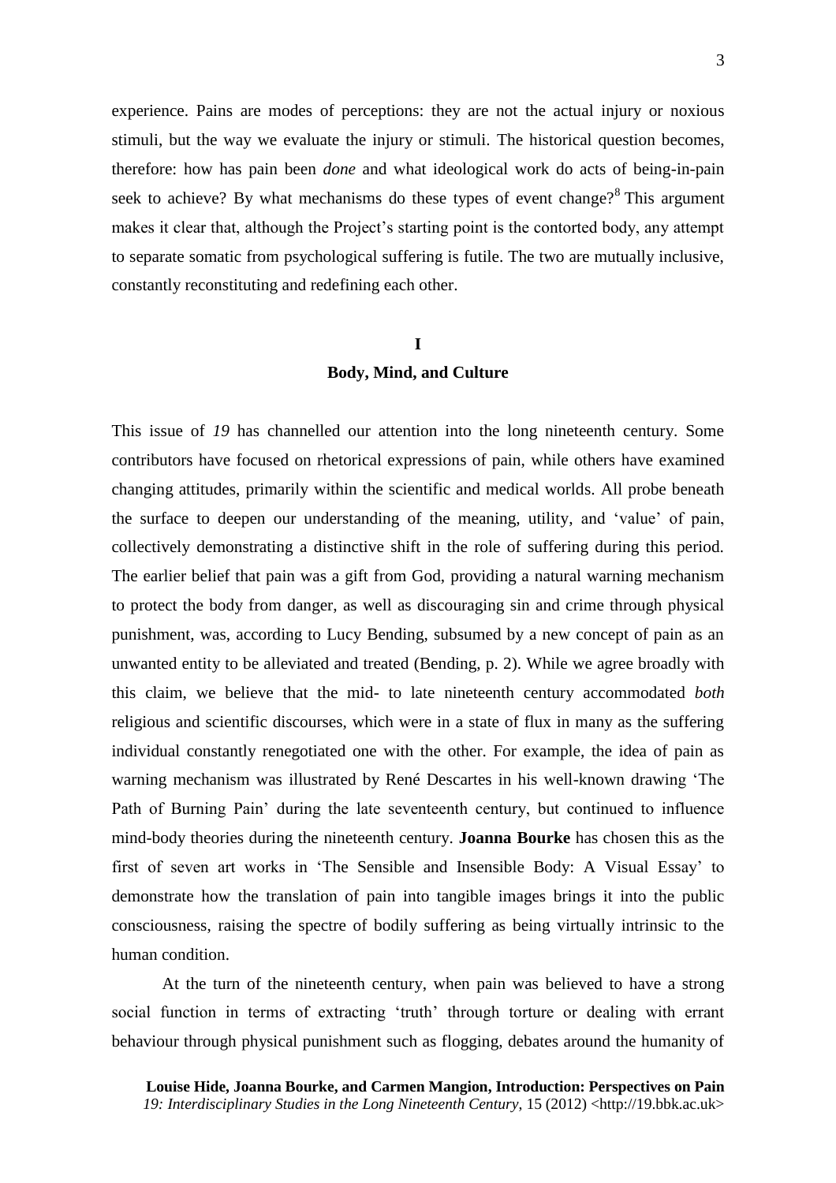experience. Pains are modes of perceptions: they are not the actual injury or noxious stimuli, but the way we evaluate the injury or stimuli. The historical question becomes, therefore: how has pain been *done* and what ideological work do acts of being-in-pain seek to achieve? By what mechanisms do these types of event change?[8] This argument makes it clear that, although the Project's starting point is the contorted body, any attempt to separate somatic from psychological suffering is futile. The two are mutually inclusive, constantly reconstituting and redefining each other.

## I
## Body, Mind, and Culture

This issue of *19* has channelled our attention into the long nineteenth century. Some contributors have focused on rhetorical expressions of pain, while others have examined changing attitudes, primarily within the scientific and medical worlds. All probe beneath the surface to deepen our understanding of the meaning, utility, and 'value' of pain, collectively demonstrating a distinctive shift in the role of suffering during this period. The earlier belief that pain was a gift from God, providing a natural warning mechanism to protect the body from danger, as well as discouraging sin and crime through physical punishment, was, according to Lucy Bending, subsumed by a new concept of pain as an unwanted entity to be alleviated and treated (Bending, p. 2). While we agree broadly with this claim, we believe that the mid- to late nineteenth century accommodated *both* religious and scientific discourses, which were in a state of flux in many as the suffering individual constantly renegotiated one with the other. For example, the idea of pain as warning mechanism was illustrated by René Descartes in his well-known drawing 'The Path of Burning Pain' during the late seventeenth century, but continued to influence mind-body theories during the nineteenth century. **Joanna Bourke** has chosen this as the first of seven art works in 'The Sensible and Insensible Body: A Visual Essay' to demonstrate how the translation of pain into tangible images brings it into the public consciousness, raising the spectre of bodily suffering as being virtually intrinsic to the human condition.

At the turn of the nineteenth century, when pain was believed to have a strong social function in terms of extracting 'truth' through torture or dealing with errant behaviour through physical punishment such as flogging, debates around the humanity of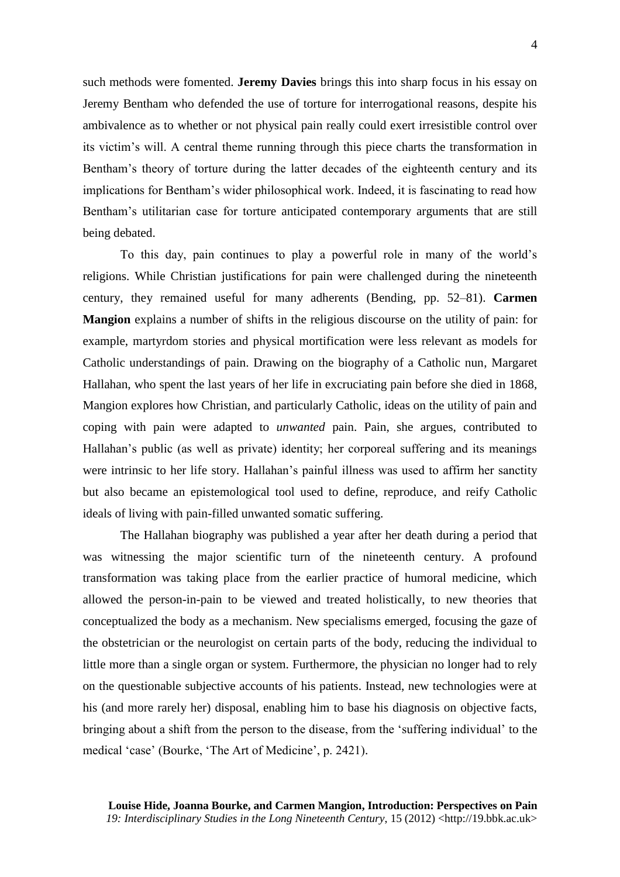such methods were fomented. **Jeremy Davies** brings this into sharp focus in his essay on Jeremy Bentham who defended the use of torture for interrogational reasons, despite his ambivalence as to whether or not physical pain really could exert irresistible control over its victim's will. A central theme running through this piece charts the transformation in Bentham's theory of torture during the latter decades of the eighteenth century and its implications for Bentham's wider philosophical work. Indeed, it is fascinating to read how Bentham's utilitarian case for torture anticipated contemporary arguments that are still being debated.

To this day, pain continues to play a powerful role in many of the world's religions. While Christian justifications for pain were challenged during the nineteenth century, they remained useful for many adherents (Bending, pp. 52–81). **Carmen Mangion** explains a number of shifts in the religious discourse on the utility of pain: for example, martyrdom stories and physical mortification were less relevant as models for Catholic understandings of pain. Drawing on the biography of a Catholic nun, Margaret Hallahan, who spent the last years of her life in excruciating pain before she died in 1868, Mangion explores how Christian, and particularly Catholic, ideas on the utility of pain and coping with pain were adapted to *unwanted* pain. Pain, she argues, contributed to Hallahan's public (as well as private) identity; her corporeal suffering and its meanings were intrinsic to her life story. Hallahan's painful illness was used to affirm her sanctity but also became an epistemological tool used to define, reproduce, and reify Catholic ideals of living with pain-filled unwanted somatic suffering.

The Hallahan biography was published a year after her death during a period that was witnessing the major scientific turn of the nineteenth century. A profound transformation was taking place from the earlier practice of humoral medicine, which allowed the person-in-pain to be viewed and treated holistically, to new theories that conceptualized the body as a mechanism. New specialisms emerged, focusing the gaze of the obstetrician or the neurologist on certain parts of the body, reducing the individual to little more than a single organ or system. Furthermore, the physician no longer had to rely on the questionable subjective accounts of his patients. Instead, new technologies were at his (and more rarely her) disposal, enabling him to base his diagnosis on objective facts, bringing about a shift from the person to the disease, from the 'suffering individual' to the medical 'case' (Bourke, 'The Art of Medicine', p. 2421).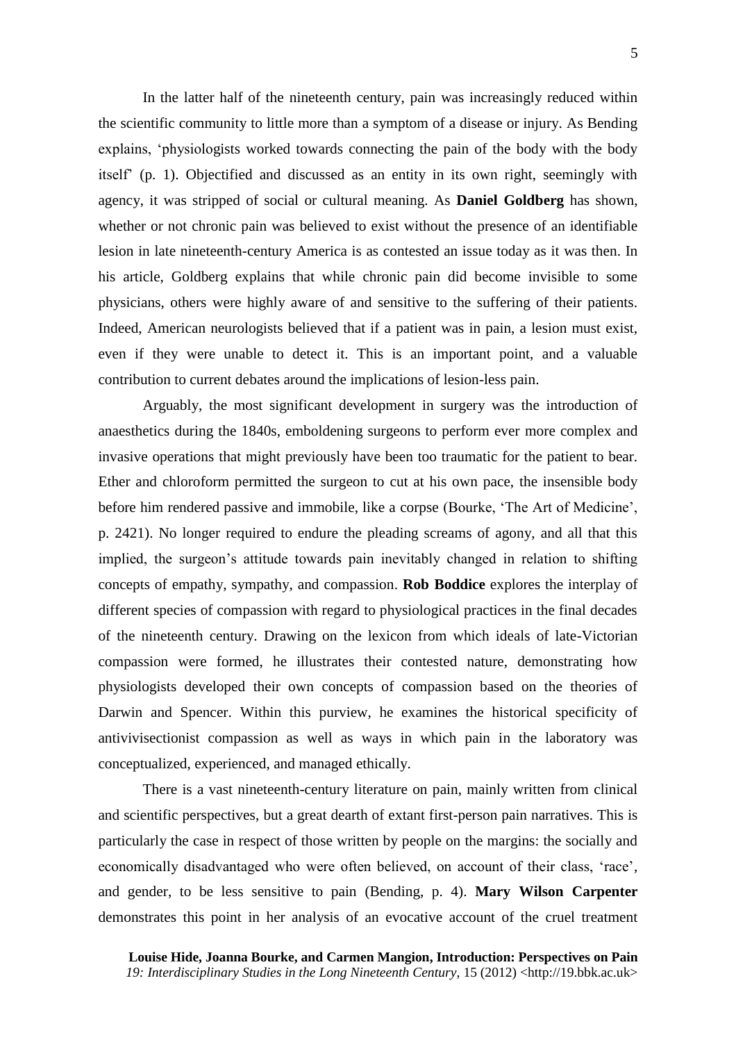In the latter half of the nineteenth century, pain was increasingly reduced within the scientific community to little more than a symptom of a disease or injury. As Bending explains, 'physiologists worked towards connecting the pain of the body with the body itself' (p. 1). Objectified and discussed as an entity in its own right, seemingly with agency, it was stripped of social or cultural meaning. As **Daniel Goldberg** has shown, whether or not chronic pain was believed to exist without the presence of an identifiable lesion in late nineteenth-century America is as contested an issue today as it was then. In his article, Goldberg explains that while chronic pain did become invisible to some physicians, others were highly aware of and sensitive to the suffering of their patients. Indeed, American neurologists believed that if a patient was in pain, a lesion must exist, even if they were unable to detect it. This is an important point, and a valuable contribution to current debates around the implications of lesion-less pain.

Arguably, the most significant development in surgery was the introduction of anaesthetics during the 1840s, emboldening surgeons to perform ever more complex and invasive operations that might previously have been too traumatic for the patient to bear. Ether and chloroform permitted the surgeon to cut at his own pace, the insensible body before him rendered passive and immobile, like a corpse (Bourke, 'The Art of Medicine', p. 2421). No longer required to endure the pleading screams of agony, and all that this implied, the surgeon's attitude towards pain inevitably changed in relation to shifting concepts of empathy, sympathy, and compassion. **Rob Boddice** explores the interplay of different species of compassion with regard to physiological practices in the final decades of the nineteenth century. Drawing on the lexicon from which ideals of late-Victorian compassion were formed, he illustrates their contested nature, demonstrating how physiologists developed their own concepts of compassion based on the theories of Darwin and Spencer. Within this purview, he examines the historical specificity of antivivisectionist compassion as well as ways in which pain in the laboratory was conceptualized, experienced, and managed ethically.

There is a vast nineteenth-century literature on pain, mainly written from clinical and scientific perspectives, but a great dearth of extant first-person pain narratives. This is particularly the case in respect of those written by people on the margins: the socially and economically disadvantaged who were often believed, on account of their class, 'race', and gender, to be less sensitive to pain (Bending, p. 4). **Mary Wilson Carpenter** demonstrates this point in her analysis of an evocative account of the cruel treatment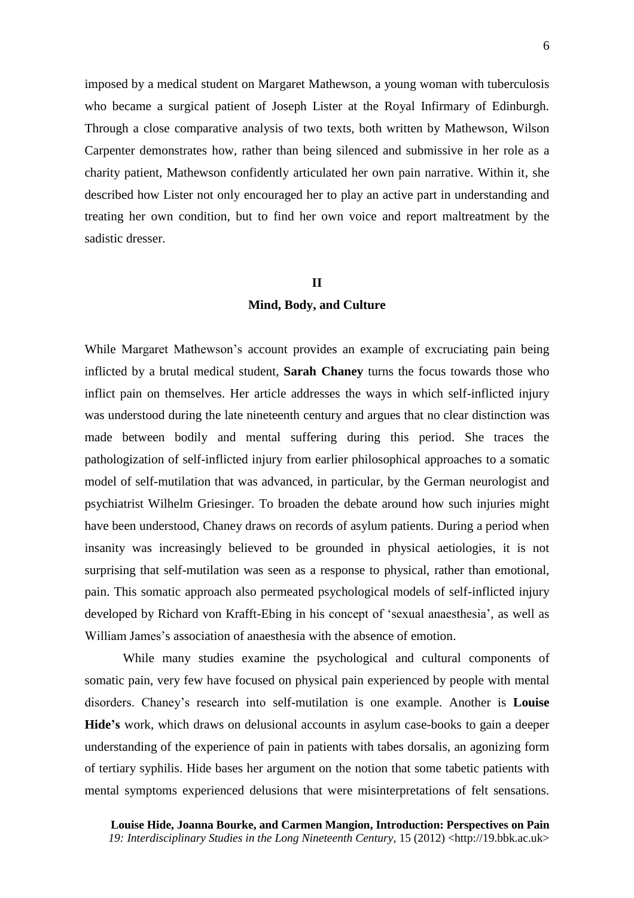imposed by a medical student on Margaret Mathewson, a young woman with tuberculosis who became a surgical patient of Joseph Lister at the Royal Infirmary of Edinburgh. Through a close comparative analysis of two texts, both written by Mathewson, Wilson Carpenter demonstrates how, rather than being silenced and submissive in her role as a charity patient, Mathewson confidently articulated her own pain narrative. Within it, she described how Lister not only encouraged her to play an active part in understanding and treating her own condition, but to find her own voice and report maltreatment by the sadistic dresser.

## II

## Mind, Body, and Culture

While Margaret Mathewson's account provides an example of excruciating pain being inflicted by a brutal medical student, **Sarah Chaney** turns the focus towards those who inflict pain on themselves. Her article addresses the ways in which self-inflicted injury was understood during the late nineteenth century and argues that no clear distinction was made between bodily and mental suffering during this period. She traces the pathologization of self-inflicted injury from earlier philosophical approaches to a somatic model of self-mutilation that was advanced, in particular, by the German neurologist and psychiatrist Wilhelm Griesinger. To broaden the debate around how such injuries might have been understood, Chaney draws on records of asylum patients. During a period when insanity was increasingly believed to be grounded in physical aetiologies, it is not surprising that self-mutilation was seen as a response to physical, rather than emotional, pain. This somatic approach also permeated psychological models of self-inflicted injury developed by Richard von Krafft-Ebing in his concept of 'sexual anaesthesia', as well as William James's association of anaesthesia with the absence of emotion.

While many studies examine the psychological and cultural components of somatic pain, very few have focused on physical pain experienced by people with mental disorders. Chaney's research into self-mutilation is one example. Another is **Louise Hide's** work, which draws on delusional accounts in asylum case-books to gain a deeper understanding of the experience of pain in patients with tabes dorsalis, an agonizing form of tertiary syphilis. Hide bases her argument on the notion that some tabetic patients with mental symptoms experienced delusions that were misinterpretations of felt sensations.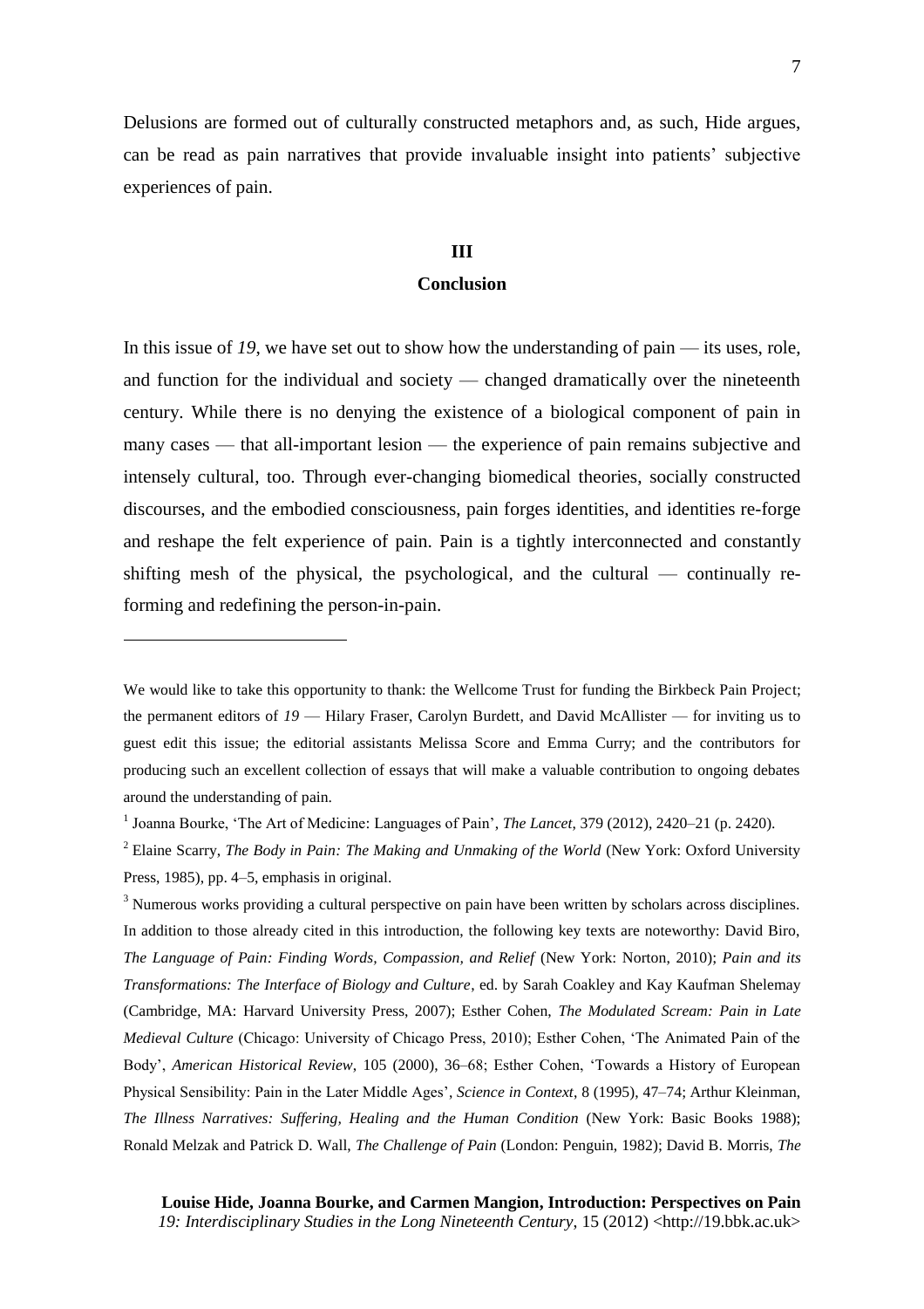Delusions are formed out of culturally constructed metaphors and, as such, Hide argues, can be read as pain narratives that provide invaluable insight into patients' subjective experiences of pain.

## III

## Conclusion

In this issue of *19*, we have set out to show how the understanding of pain — its uses, role, and function for the individual and society — changed dramatically over the nineteenth century. While there is no denying the existence of a biological component of pain in many cases — that all-important lesion — the experience of pain remains subjective and intensely cultural, too. Through ever-changing biomedical theories, socially constructed discourses, and the embodied consciousness, pain forges identities, and identities re-forge and reshape the felt experience of pain. Pain is a tightly interconnected and constantly shifting mesh of the physical, the psychological, and the cultural — continually re-forming and redefining the person-in-pain.

---

We would like to take this opportunity to thank: the Wellcome Trust for funding the Birkbeck Pain Project; the permanent editors of *19* — Hilary Fraser, Carolyn Burdett, and David McAllister — for inviting us to guest edit this issue; the editorial assistants Melissa Score and Emma Curry; and the contributors for producing such an excellent collection of essays that will make a valuable contribution to ongoing debates around the understanding of pain.

[1] Joanna Bourke, 'The Art of Medicine: Languages of Pain', *The Lancet*, 379 (2012), 2420–21 (p. 2420).

[2] Elaine Scarry, *The Body in Pain: The Making and Unmaking of the World* (New York: Oxford University Press, 1985), pp. 4–5, emphasis in original.

[3] Numerous works providing a cultural perspective on pain have been written by scholars across disciplines. In addition to those already cited in this introduction, the following key texts are noteworthy: David Biro, *The Language of Pain: Finding Words, Compassion, and Relief* (New York: Norton, 2010); *Pain and its Transformations: The Interface of Biology and Culture*, ed. by Sarah Coakley and Kay Kaufman Shelemay (Cambridge, MA: Harvard University Press, 2007); Esther Cohen, *The Modulated Scream: Pain in Late Medieval Culture* (Chicago: University of Chicago Press, 2010); Esther Cohen, 'The Animated Pain of the Body', *American Historical Review*, 105 (2000), 36–68; Esther Cohen, 'Towards a History of European Physical Sensibility: Pain in the Later Middle Ages', *Science in Context*, 8 (1995), 47–74; Arthur Kleinman, *The Illness Narratives: Suffering, Healing and the Human Condition* (New York: Basic Books 1988); Ronald Melzak and Patrick D. Wall, *The Challenge of Pain* (London: Penguin, 1982); David B. Morris, *The*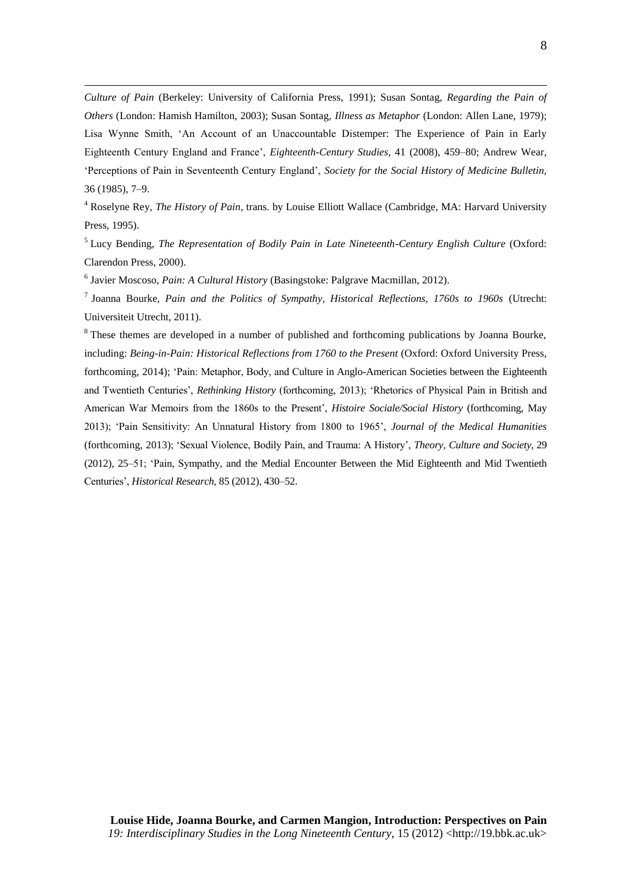*Culture of Pain* (Berkeley: University of California Press, 1991); Susan Sontag, *Regarding the Pain of Others* (London: Hamish Hamilton, 2003); Susan Sontag, *Illness as Metaphor* (London: Allen Lane, 1979); Lisa Wynne Smith, 'An Account of an Unaccountable Distemper: The Experience of Pain in Early Eighteenth Century England and France', *Eighteenth-Century Studies*, 41 (2008), 459–80; Andrew Wear, 'Perceptions of Pain in Seventeenth Century England', *Society for the Social History of Medicine Bulletin*, 36 (1985), 7–9.

[4] Roselyne Rey, *The History of Pain*, trans. by Louise Elliott Wallace (Cambridge, MA: Harvard University Press, 1995).

[5] Lucy Bending, *The Representation of Bodily Pain in Late Nineteenth-Century English Culture* (Oxford: Clarendon Press, 2000).

[6] Javier Moscoso, *Pain: A Cultural History* (Basingstoke: Palgrave Macmillan, 2012).

[7] Joanna Bourke, *Pain and the Politics of Sympathy, Historical Reflections, 1760s to 1960s* (Utrecht: Universiteit Utrecht, 2011).

[8] These themes are developed in a number of published and forthcoming publications by Joanna Bourke, including: *Being-in-Pain: Historical Reflections from 1760 to the Present* (Oxford: Oxford University Press, forthcoming, 2014); 'Pain: Metaphor, Body, and Culture in Anglo-American Societies between the Eighteenth and Twentieth Centuries', *Rethinking History* (forthcoming, 2013); 'Rhetorics of Physical Pain in British and American War Memoirs from the 1860s to the Present', *Histoire Sociale/Social History* (forthcoming, May 2013); 'Pain Sensitivity: An Unnatural History from 1800 to 1965', *Journal of the Medical Humanities* (forthcoming, 2013); 'Sexual Violence, Bodily Pain, and Trauma: A History', *Theory, Culture and Society*, 29 (2012), 25–51; 'Pain, Sympathy, and the Medial Encounter Between the Mid Eighteenth and Mid Twentieth Centuries', *Historical Research*, 85 (2012), 430–52.